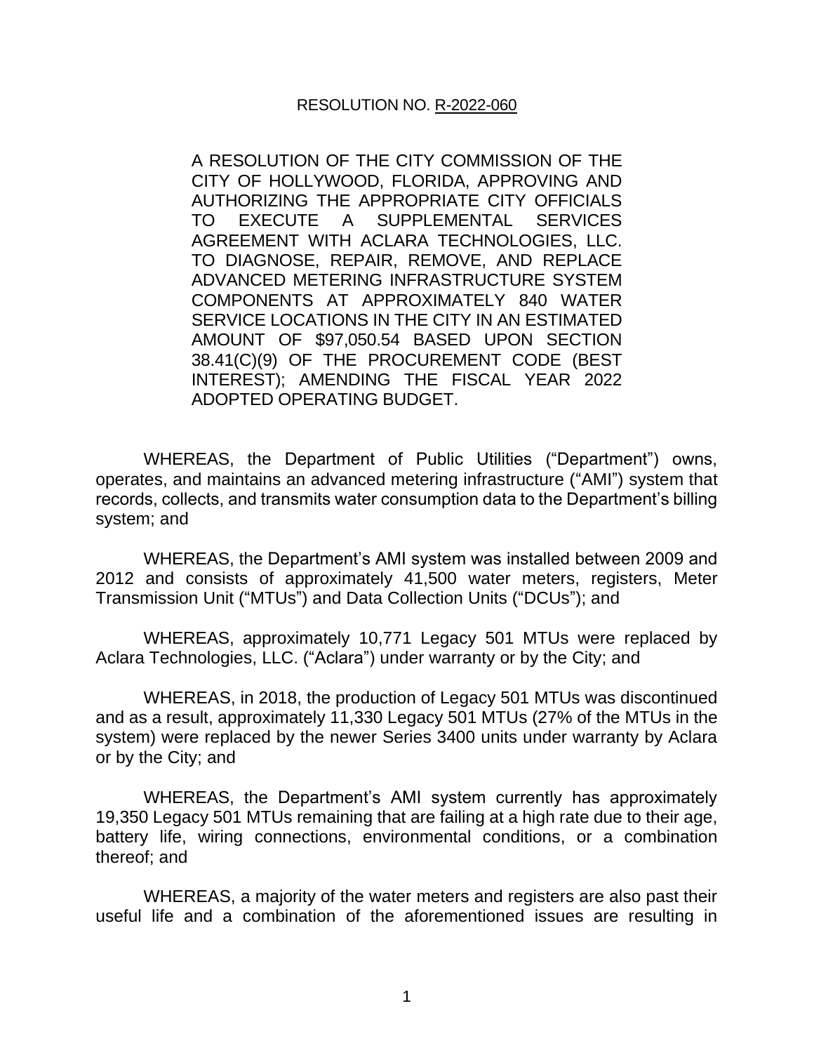RESOLUTION NO. R-2022-060

A RESOLUTION OF THE CITY COMMISSION OF THE CITY OF HOLLYWOOD, FLORIDA, APPROVING AND AUTHORIZING THE APPROPRIATE CITY OFFICIALS TO EXECUTE A SUPPLEMENTAL SERVICES AGREEMENT WITH ACLARA TECHNOLOGIES, LLC. TO DIAGNOSE, REPAIR, REMOVE, AND REPLACE ADVANCED METERING INFRASTRUCTURE SYSTEM COMPONENTS AT APPROXIMATELY 840 WATER SERVICE LOCATIONS IN THE CITY IN AN ESTIMATED AMOUNT OF $97,050.54 BASED UPON SECTION 38.41(C)(9) OF THE PROCUREMENT CODE (BEST INTEREST); AMENDING THE FISCAL YEAR 2022 ADOPTED OPERATING BUDGET.

WHEREAS, the Department of Public Utilities ("Department") owns, operates, and maintains an advanced metering infrastructure ("AMI") system that records, collects, and transmits water consumption data to the Department's billing system; and

WHEREAS, the Department's AMI system was installed between 2009 and 2012 and consists of approximately 41,500 water meters, registers, Meter Transmission Unit ("MTUs") and Data Collection Units ("DCUs"); and

WHEREAS, approximately 10,771 Legacy 501 MTUs were replaced by Aclara Technologies, LLC. ("Aclara") under warranty or by the City; and

WHEREAS, in 2018, the production of Legacy 501 MTUs was discontinued and as a result, approximately 11,330 Legacy 501 MTUs (27% of the MTUs in the system) were replaced by the newer Series 3400 units under warranty by Aclara or by the City; and

WHEREAS, the Department's AMI system currently has approximately 19,350 Legacy 501 MTUs remaining that are failing at a high rate due to their age, battery life, wiring connections, environmental conditions, or a combination thereof; and

WHEREAS, a majority of the water meters and registers are also past their useful life and a combination of the aforementioned issues are resulting in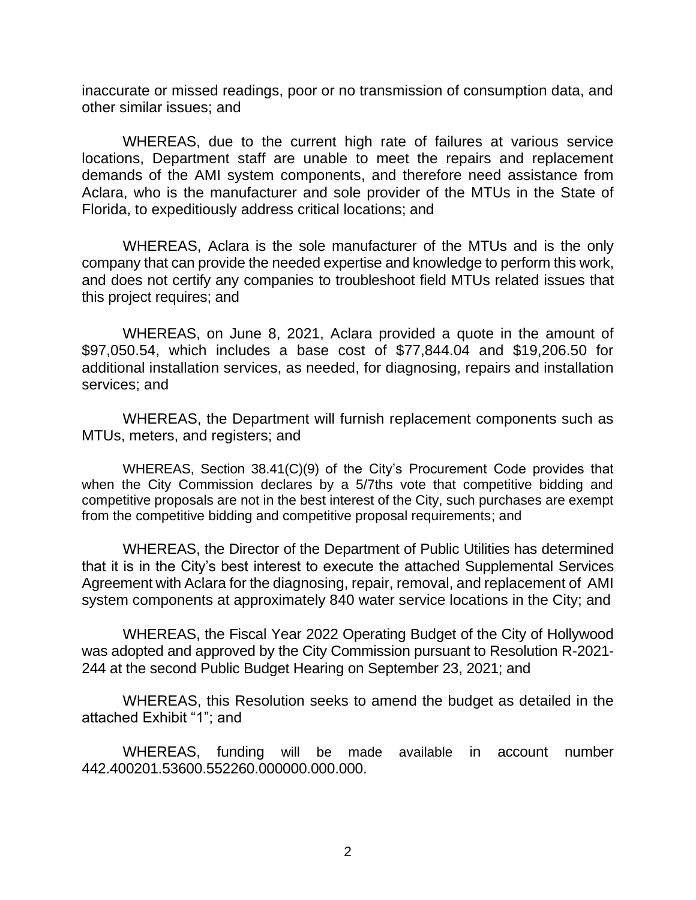inaccurate or missed readings, poor or no transmission of consumption data, and other similar issues; and

WHEREAS, due to the current high rate of failures at various service locations, Department staff are unable to meet the repairs and replacement demands of the AMI system components, and therefore need assistance from Aclara, who is the manufacturer and sole provider of the MTUs in the State of Florida, to expeditiously address critical locations; and

WHEREAS, Aclara is the sole manufacturer of the MTUs and is the only company that can provide the needed expertise and knowledge to perform this work, and does not certify any companies to troubleshoot field MTUs related issues that this project requires; and

WHEREAS, on June 8, 2021, Aclara provided a quote in the amount of \$97,050.54, which includes a base cost of \$77,844.04 and \$19,206.50 for additional installation services, as needed, for diagnosing, repairs and installation services; and

WHEREAS, the Department will furnish replacement components such as MTUs, meters, and registers; and

WHEREAS, Section 38.41(C)(9) of the City's Procurement Code provides that when the City Commission declares by a 5/7ths vote that competitive bidding and competitive proposals are not in the best interest of the City, such purchases are exempt from the competitive bidding and competitive proposal requirements; and

WHEREAS, the Director of the Department of Public Utilities has determined that it is in the City's best interest to execute the attached Supplemental Services Agreement with Aclara for the diagnosing, repair, removal, and replacement of AMI system components at approximately 840 water service locations in the City; and

WHEREAS, the Fiscal Year 2022 Operating Budget of the City of Hollywood was adopted and approved by the City Commission pursuant to Resolution R-2021-244 at the second Public Budget Hearing on September 23, 2021; and

WHEREAS, this Resolution seeks to amend the budget as detailed in the attached Exhibit "1"; and

WHEREAS, funding will be made available in account number 442.400201.53600.552260.000000.000.000.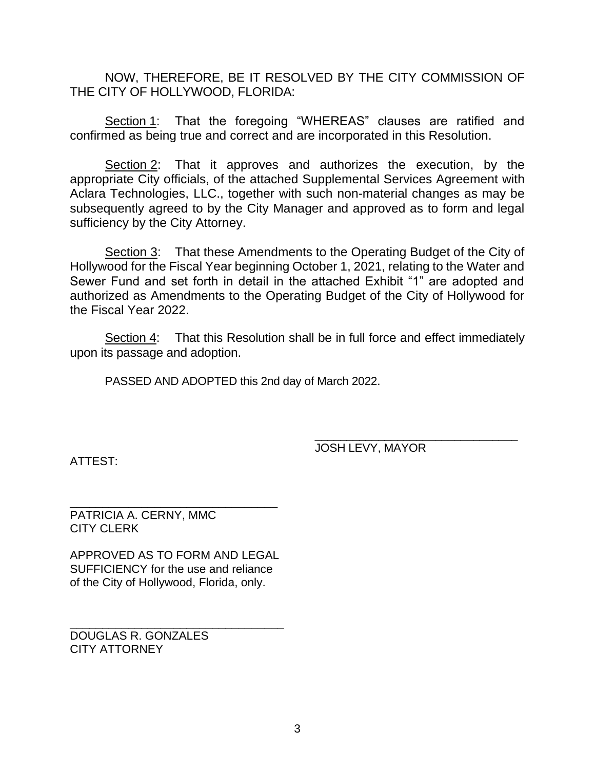NOW, THEREFORE, BE IT RESOLVED BY THE CITY COMMISSION OF THE CITY OF HOLLYWOOD, FLORIDA:

<u>Section 1</u>: That the foregoing "WHEREAS" clauses are ratified and confirmed as being true and correct and are incorporated in this Resolution.

<u>Section 2</u>: That it approves and authorizes the execution, by the appropriate City officials, of the attached Supplemental Services Agreement with Aclara Technologies, LLC., together with such non-material changes as may be subsequently agreed to by the City Manager and approved as to form and legal sufficiency by the City Attorney.

<u>Section 3</u>: That these Amendments to the Operating Budget of the City of Hollywood for the Fiscal Year beginning October 1, 2021, relating to the Water and Sewer Fund and set forth in detail in the attached Exhibit "1" are adopted and authorized as Amendments to the Operating Budget of the City of Hollywood for the Fiscal Year 2022.

<u>Section 4</u>: That this Resolution shall be in full force and effect immediately upon its passage and adoption.

PASSED AND ADOPTED this 2nd day of March 2022.

\_\_\_\_\_\_\_\_\_\_\_\_\_\_\_\_\_\_\_\_\_\_\_\_\_\_\_\_\_\_\_\_
JOSH LEVY, MAYOR

ATTEST:

\_\_\_\_\_\_\_\_\_\_\_\_\_\_\_\_\_\_\_\_\_\_\_\_\_\_\_\_\_\_\_\_
PATRICIA A. CERNY, MMC
CITY CLERK

APPROVED AS TO FORM AND LEGAL SUFFICIENCY for the use and reliance of the City of Hollywood, Florida, only.

\_\_\_\_\_\_\_\_\_\_\_\_\_\_\_\_\_\_\_\_\_\_\_\_\_\_\_\_\_\_\_\_
DOUGLAS R. GONZALES
CITY ATTORNEY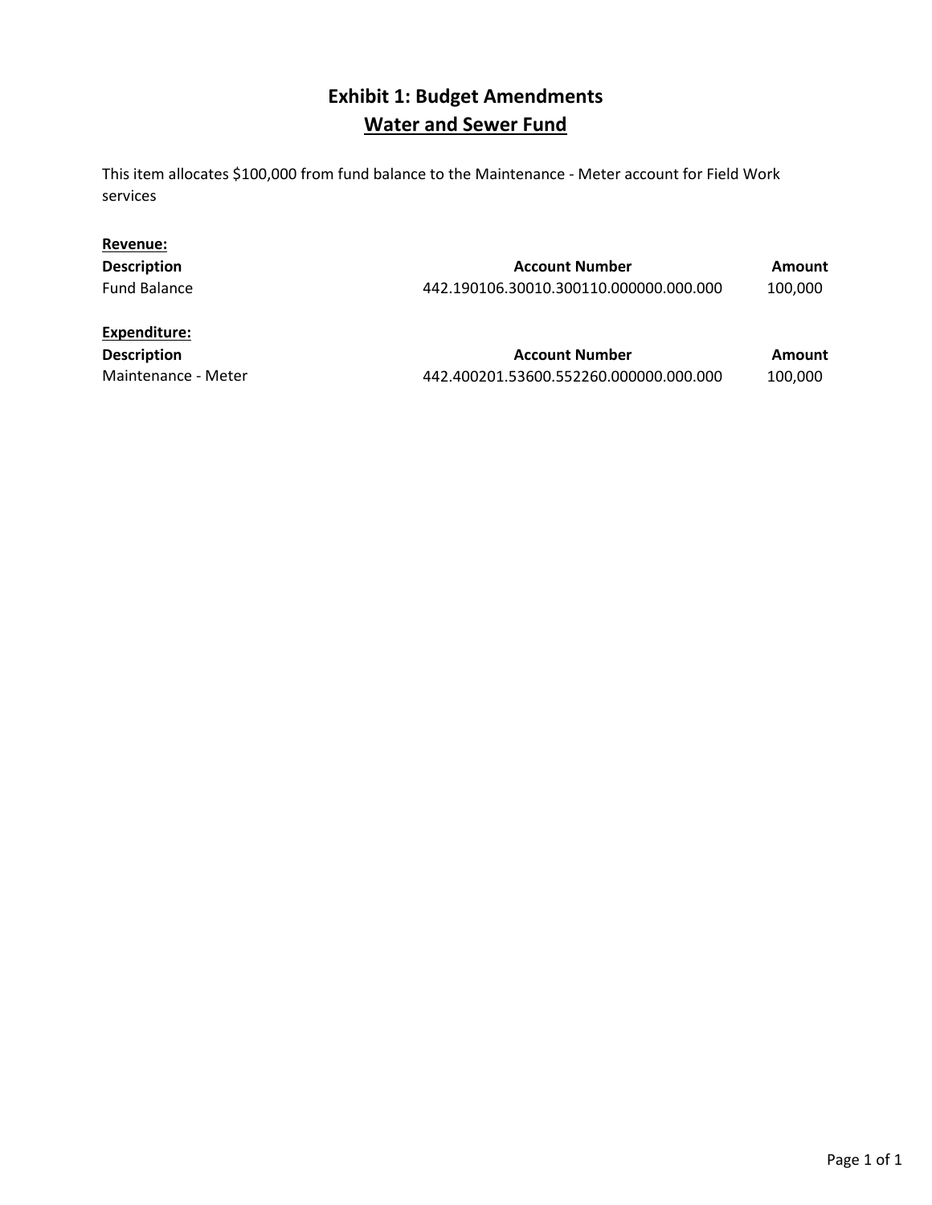# Exhibit 1: Budget Amendments

## Water and Sewer Fund

This item allocates $100,000 from fund balance to the Maintenance - Meter account for Field Work services

**Revenue:**

| Description | Account Number | Amount |
|---|---|---|
| Fund Balance | 442.190106.30010.300110.000000.000.000 | 100,000 |

**Expenditure:**

| Description | Account Number | Amount |
|---|---|---|
| Maintenance - Meter | 442.400201.53600.552260.000000.000.000 | 100,000 |